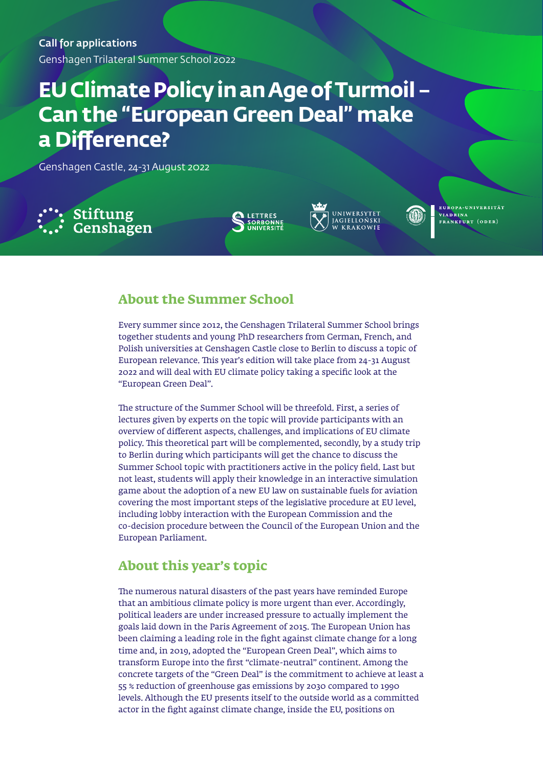Call for applications

Genshagen Trilateral Summer School 2022

# EU Climate Policy in an Age of Turmoil – Can the "European Green Deal" make a Difference?

Genshagen Castle, 24-31 August 2022

Stiftung Genshagen

Lettres Sorbonne Université

Uniwersytet Jagielloński w Krakowie

Europa-Universität Viadrina Frankfurt (Oder)

## About the Summer School

Every summer since 2012, the Genshagen Trilateral Summer School brings together students and young PhD researchers from German, French, and Polish universities at Genshagen Castle close to Berlin to discuss a topic of European relevance. This year's edition will take place from 24-31 August 2022 and will deal with EU climate policy taking a specific look at the "European Green Deal".

The structure of the Summer School will be threefold. First, a series of lectures given by experts on the topic will provide participants with an overview of different aspects, challenges, and implications of EU climate policy. This theoretical part will be complemented, secondly, by a study trip to Berlin during which participants will get the chance to discuss the Summer School topic with practitioners active in the policy field. Last but not least, students will apply their knowledge in an interactive simulation game about the adoption of a new EU law on sustainable fuels for aviation covering the most important steps of the legislative procedure at EU level, including lobby interaction with the European Commission and the co-decision procedure between the Council of the European Union and the European Parliament.

## About this year's topic

The numerous natural disasters of the past years have reminded Europe that an ambitious climate policy is more urgent than ever. Accordingly, political leaders are under increased pressure to actually implement the goals laid down in the Paris Agreement of 2015. The European Union has been claiming a leading role in the fight against climate change for a long time and, in 2019, adopted the "European Green Deal", which aims to transform Europe into the first "climate-neutral" continent. Among the concrete targets of the "Green Deal" is the commitment to achieve at least a 55 % reduction of greenhouse gas emissions by 2030 compared to 1990 levels. Although the EU presents itself to the outside world as a committed actor in the fight against climate change, inside the EU, positions on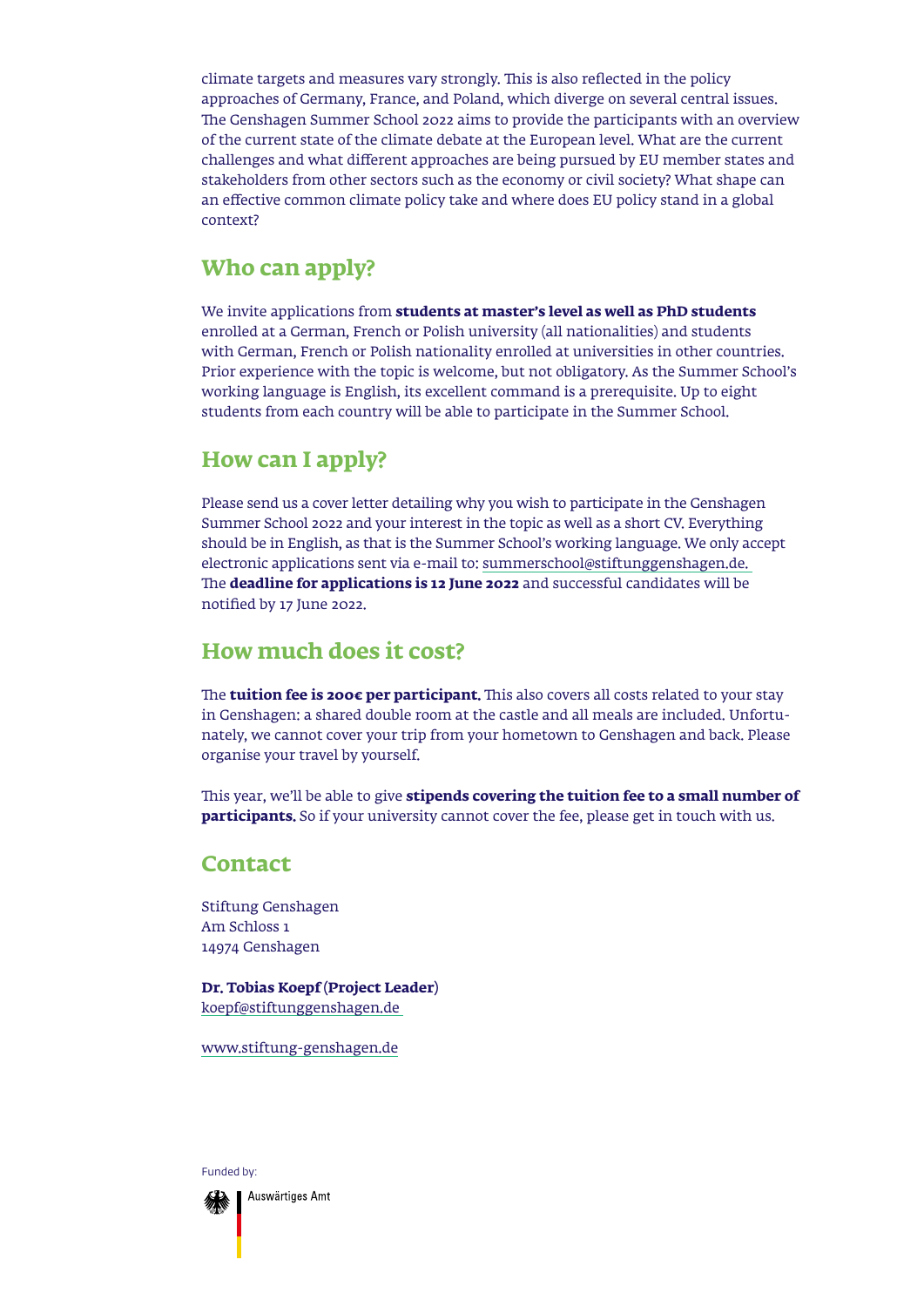climate targets and measures vary strongly. This is also reflected in the policy approaches of Germany, France, and Poland, which diverge on several central issues. The Genshagen Summer School 2022 aims to provide the participants with an overview of the current state of the climate debate at the European level. What are the current challenges and what different approaches are being pursued by EU member states and stakeholders from other sectors such as the economy or civil society? What shape can an effective common climate policy take and where does EU policy stand in a global context?

## Who can apply?

We invite applications from **students at master's level as well as PhD students** enrolled at a German, French or Polish university (all nationalities) and students with German, French or Polish nationality enrolled at universities in other countries. Prior experience with the topic is welcome, but not obligatory. As the Summer School's working language is English, its excellent command is a prerequisite. Up to eight students from each country will be able to participate in the Summer School.

## How can I apply?

Please send us a cover letter detailing why you wish to participate in the Genshagen Summer School 2022 and your interest in the topic as well as a short CV. Everything should be in English, as that is the Summer School's working language. We only accept electronic applications sent via e-mail to: summerschool@stiftunggenshagen.de. The **deadline for applications is 12 June 2022** and successful candidates will be notified by 17 June 2022.

## How much does it cost?

The **tuition fee is 200€ per participant.** This also covers all costs related to your stay in Genshagen: a shared double room at the castle and all meals are included. Unfortunately, we cannot cover your trip from your hometown to Genshagen and back. Please organise your travel by yourself.

This year, we'll be able to give **stipends covering the tuition fee to a small number of participants.** So if your university cannot cover the fee, please get in touch with us.

## Contact

Stiftung Genshagen
Am Schloss 1
14974 Genshagen

**Dr. Tobias Koepf** (**Project Leader**)
koepf@stiftunggenshagen.de

www.stiftung-genshagen.de

Funded by:

Auswärtiges Amt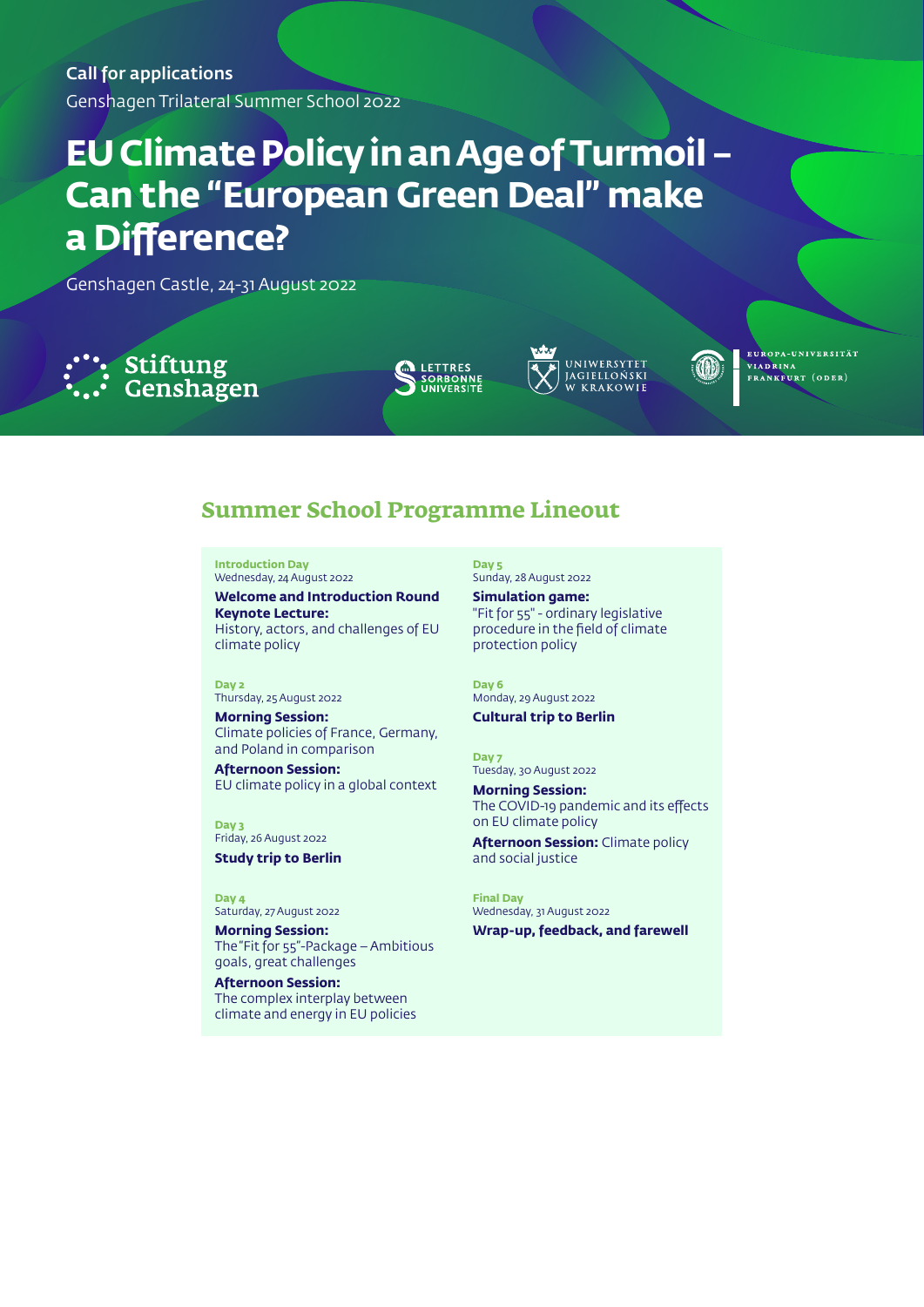**Call for applications**

Genshagen Trilateral Summer School 2022

# EU Climate Policy in an Age of Turmoil – Can the "European Green Deal" make a Difference?

Genshagen Castle, 24-31 August 2022

Stiftung Genshagen

LETTRES SORBONNE UNIVERSITÉ

UNIWERSYTET JAGIELLOŃSKI W KRAKOWIE

EUROPA-UNIVERSITÄT VIADRINA FRANKFURT (ODER)

## Summer School Programme Lineout

**Introduction Day**
Wednesday, 24 August 2022

**Welcome and Introduction Round**
**Keynote Lecture:**
History, actors, and challenges of EU climate policy

**Day 2**
Thursday, 25 August 2022

**Morning Session:**
Climate policies of France, Germany, and Poland in comparison

**Afternoon Session:**
EU climate policy in a global context

**Day 3**
Friday, 26 August 2022

**Study trip to Berlin**

**Day 4**
Saturday, 27 August 2022

**Morning Session:**
The "Fit for 55"-Package – Ambitious goals, great challenges

**Afternoon Session:**
The complex interplay between climate and energy in EU policies

**Day 5**
Sunday, 28 August 2022

**Simulation game:**
"Fit for 55" - ordinary legislative procedure in the field of climate protection policy

**Day 6**
Monday, 29 August 2022

**Cultural trip to Berlin**

**Day 7**
Tuesday, 30 August 2022

**Morning Session:**
The COVID-19 pandemic and its effects on EU climate policy

**Afternoon Session:** Climate policy and social justice

**Final Day**
Wednesday, 31 August 2022

**Wrap-up, feedback, and farewell**